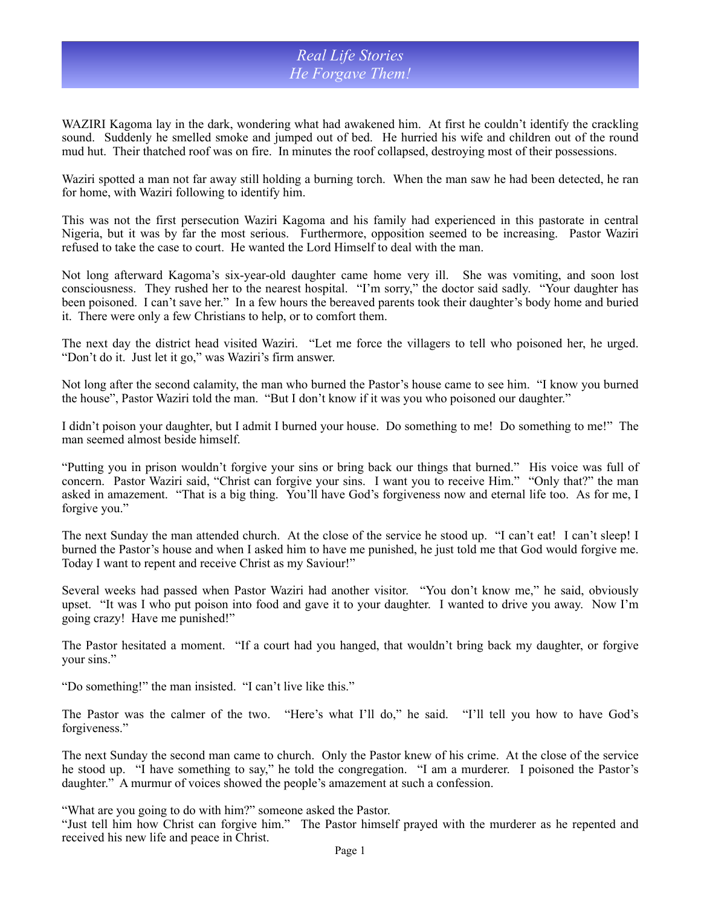# *Real Life Stories*
## *He Forgave Them!*

WAZIRI Kagoma lay in the dark, wondering what had awakened him. At first he couldn't identify the crackling sound. Suddenly he smelled smoke and jumped out of bed. He hurried his wife and children out of the round mud hut. Their thatched roof was on fire. In minutes the roof collapsed, destroying most of their possessions.

Waziri spotted a man not far away still holding a burning torch. When the man saw he had been detected, he ran for home, with Waziri following to identify him.

This was not the first persecution Waziri Kagoma and his family had experienced in this pastorate in central Nigeria, but it was by far the most serious. Furthermore, opposition seemed to be increasing. Pastor Waziri refused to take the case to court. He wanted the Lord Himself to deal with the man.

Not long afterward Kagoma's six-year-old daughter came home very ill. She was vomiting, and soon lost consciousness. They rushed her to the nearest hospital. "I'm sorry," the doctor said sadly. "Your daughter has been poisoned. I can't save her." In a few hours the bereaved parents took their daughter's body home and buried it. There were only a few Christians to help, or to comfort them.

The next day the district head visited Waziri. "Let me force the villagers to tell who poisoned her, he urged. "Don't do it. Just let it go," was Waziri's firm answer.

Not long after the second calamity, the man who burned the Pastor's house came to see him. "I know you burned the house", Pastor Waziri told the man. "But I don't know if it was you who poisoned our daughter."

I didn't poison your daughter, but I admit I burned your house. Do something to me! Do something to me!" The man seemed almost beside himself.

"Putting you in prison wouldn't forgive your sins or bring back our things that burned." His voice was full of concern. Pastor Waziri said, "Christ can forgive your sins. I want you to receive Him." "Only that?" the man asked in amazement. "That is a big thing. You'll have God's forgiveness now and eternal life too. As for me, I forgive you."

The next Sunday the man attended church. At the close of the service he stood up. "I can't eat! I can't sleep! I burned the Pastor's house and when I asked him to have me punished, he just told me that God would forgive me. Today I want to repent and receive Christ as my Saviour!"

Several weeks had passed when Pastor Waziri had another visitor. "You don't know me," he said, obviously upset. "It was I who put poison into food and gave it to your daughter. I wanted to drive you away. Now I'm going crazy! Have me punished!"

The Pastor hesitated a moment. "If a court had you hanged, that wouldn't bring back my daughter, or forgive your sins."

"Do something!" the man insisted. "I can't live like this."

The Pastor was the calmer of the two. "Here's what I'll do," he said. "I'll tell you how to have God's forgiveness."

The next Sunday the second man came to church. Only the Pastor knew of his crime. At the close of the service he stood up. "I have something to say," he told the congregation. "I am a murderer. I poisoned the Pastor's daughter." A murmur of voices showed the people's amazement at such a confession.

"What are you going to do with him?" someone asked the Pastor.
"Just tell him how Christ can forgive him." The Pastor himself prayed with the murderer as he repented and received his new life and peace in Christ.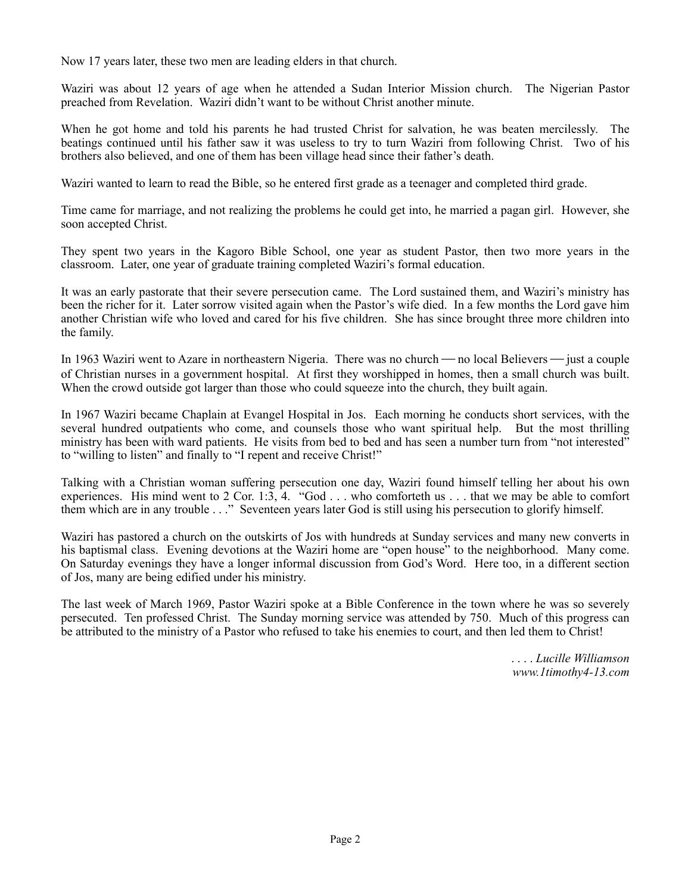Now 17 years later, these two men are leading elders in that church.

Waziri was about 12 years of age when he attended a Sudan Interior Mission church. The Nigerian Pastor preached from Revelation. Waziri didn't want to be without Christ another minute.

When he got home and told his parents he had trusted Christ for salvation, he was beaten mercilessly. The beatings continued until his father saw it was useless to try to turn Waziri from following Christ. Two of his brothers also believed, and one of them has been village head since their father's death.

Waziri wanted to learn to read the Bible, so he entered first grade as a teenager and completed third grade.

Time came for marriage, and not realizing the problems he could get into, he married a pagan girl. However, she soon accepted Christ.

They spent two years in the Kagoro Bible School, one year as student Pastor, then two more years in the classroom. Later, one year of graduate training completed Waziri's formal education.

It was an early pastorate that their severe persecution came. The Lord sustained them, and Waziri's ministry has been the richer for it. Later sorrow visited again when the Pastor's wife died. In a few months the Lord gave him another Christian wife who loved and cared for his five children. She has since brought three more children into the family.

In 1963 Waziri went to Azare in northeastern Nigeria. There was no church — no local Believers — just a couple of Christian nurses in a government hospital. At first they worshipped in homes, then a small church was built. When the crowd outside got larger than those who could squeeze into the church, they built again.

In 1967 Waziri became Chaplain at Evangel Hospital in Jos. Each morning he conducts short services, with the several hundred outpatients who come, and counsels those who want spiritual help. But the most thrilling ministry has been with ward patients. He visits from bed to bed and has seen a number turn from "not interested" to "willing to listen" and finally to "I repent and receive Christ!"

Talking with a Christian woman suffering persecution one day, Waziri found himself telling her about his own experiences. His mind went to 2 Cor. 1:3, 4. "God . . . who comforteth us . . . that we may be able to comfort them which are in any trouble . . ." Seventeen years later God is still using his persecution to glorify himself.

Waziri has pastored a church on the outskirts of Jos with hundreds at Sunday services and many new converts in his baptismal class. Evening devotions at the Waziri home are "open house" to the neighborhood. Many come. On Saturday evenings they have a longer informal discussion from God's Word. Here too, in a different section of Jos, many are being edified under his ministry.

The last week of March 1969, Pastor Waziri spoke at a Bible Conference in the town where he was so severely persecuted. Ten professed Christ. The Sunday morning service was attended by 750. Much of this progress can be attributed to the ministry of a Pastor who refused to take his enemies to court, and then led them to Christ!

*. . . . Lucille Williamson*
*www.1timothy4-13.com*